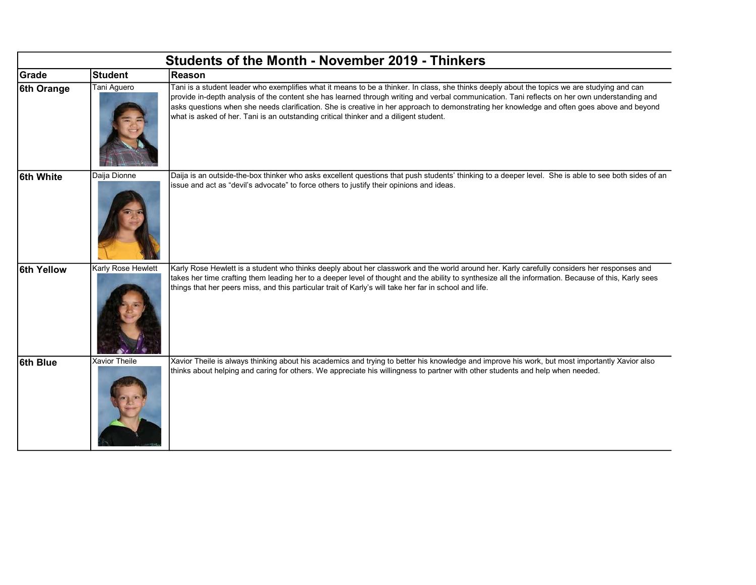| Students of the Month - November 2019 - Thinkers | | |
|---|---|---|
| **Grade** | **Student** | **Reason** |
| **6th Orange** | Tani Aguero | Tani is a student leader who exemplifies what it means to be a thinker. In class, she thinks deeply about the topics we are studying and can provide in-depth analysis of the content she has learned through writing and verbal communication. Tani reflects on her own understanding and asks questions when she needs clarification. She is creative in her approach to demonstrating her knowledge and often goes above and beyond what is asked of her. Tani is an outstanding critical thinker and a diligent student. |
| **6th White** | Daija Dionne | Daija is an outside-the-box thinker who asks excellent questions that push students' thinking to a deeper level. She is able to see both sides of an issue and act as "devil's advocate" to force others to justify their opinions and ideas. |
| **6th Yellow** | Karly Rose Hewlett | Karly Rose Hewlett is a student who thinks deeply about her classwork and the world around her. Karly carefully considers her responses and takes her time crafting them leading her to a deeper level of thought and the ability to synthesize all the information. Because of this, Karly sees things that her peers miss, and this particular trait of Karly's will take her far in school and life. |
| **6th Blue** | Xavior Theile | Xavior Theile is always thinking about his academics and trying to better his knowledge and improve his work, but most importantly Xavior also thinks about helping and caring for others. We appreciate his willingness to partner with other students and help when needed. |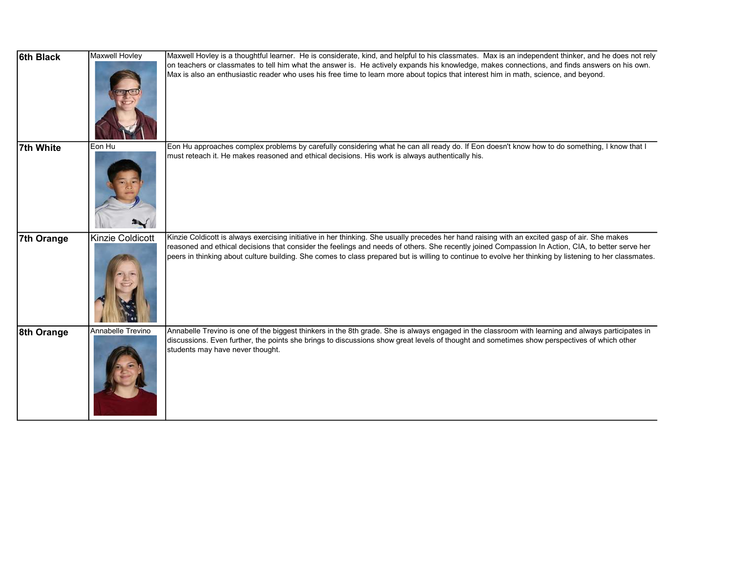| | | |
|---|---|---|
| **6th Black** | Maxwell Hovley | Maxwell Hovley is a thoughtful learner. He is considerate, kind, and helpful to his classmates. Max is an independent thinker, and he does not rely on teachers or classmates to tell him what the answer is. He actively expands his knowledge, makes connections, and finds answers on his own. Max is also an enthusiastic reader who uses his free time to learn more about topics that interest him in math, science, and beyond. |
| **7th White** | Eon Hu | Eon Hu approaches complex problems by carefully considering what he can all ready do. If Eon doesn't know how to do something, I know that I must reteach it. He makes reasoned and ethical decisions. His work is always authentically his. |
| **7th Orange** | Kinzie Coldicott | Kinzie Coldicott is always exercising initiative in her thinking. She usually precedes her hand raising with an excited gasp of air. She makes reasoned and ethical decisions that consider the feelings and needs of others. She recently joined Compassion In Action, CIA, to better serve her peers in thinking about culture building. She comes to class prepared but is willing to continue to evolve her thinking by listening to her classmates. |
| **8th Orange** | Annabelle Trevino | Annabelle Trevino is one of the biggest thinkers in the 8th grade. She is always engaged in the classroom with learning and always participates in discussions. Even further, the points she brings to discussions show great levels of thought and sometimes show perspectives of which other students may have never thought. |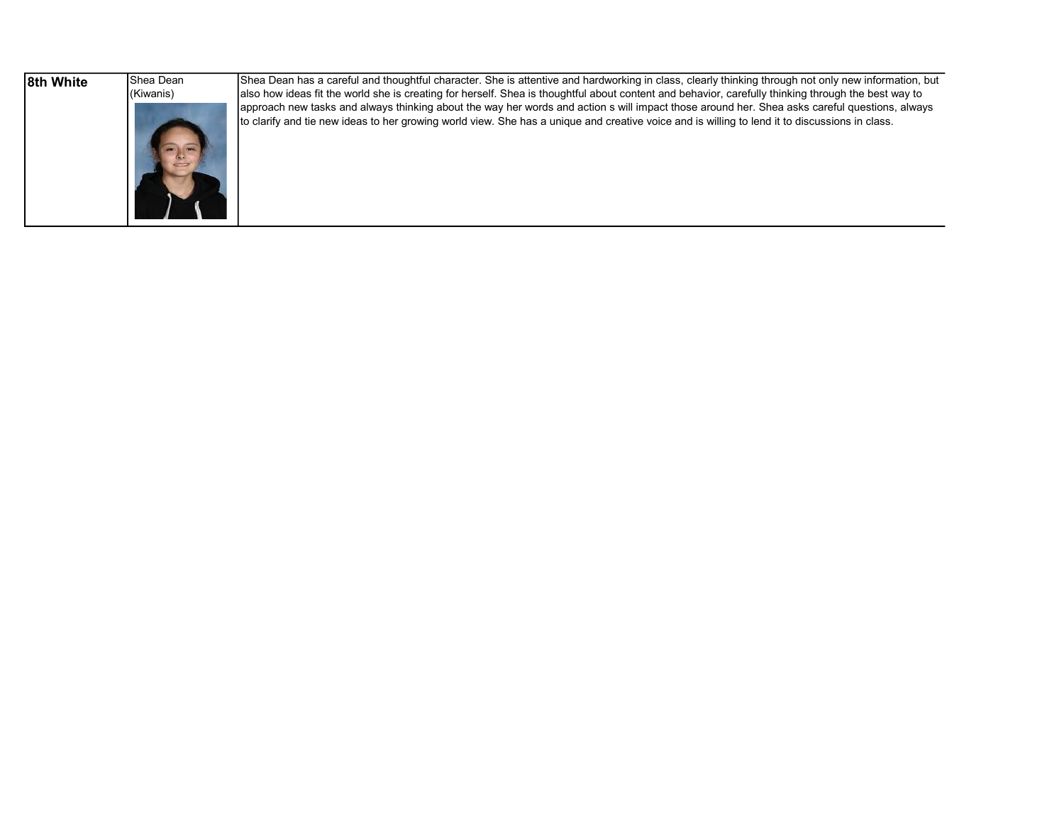| | | |
|---|---|---|
| **8th White** | Shea Dean (Kiwanis) | Shea Dean has a careful and thoughtful character. She is attentive and hardworking in class, clearly thinking through not only new information, but also how ideas fit the world she is creating for herself. Shea is thoughtful about content and behavior, carefully thinking through the best way to approach new tasks and always thinking about the way her words and action s will impact those around her. Shea asks careful questions, always to clarify and tie new ideas to her growing world view. She has a unique and creative voice and is willing to lend it to discussions in class. |